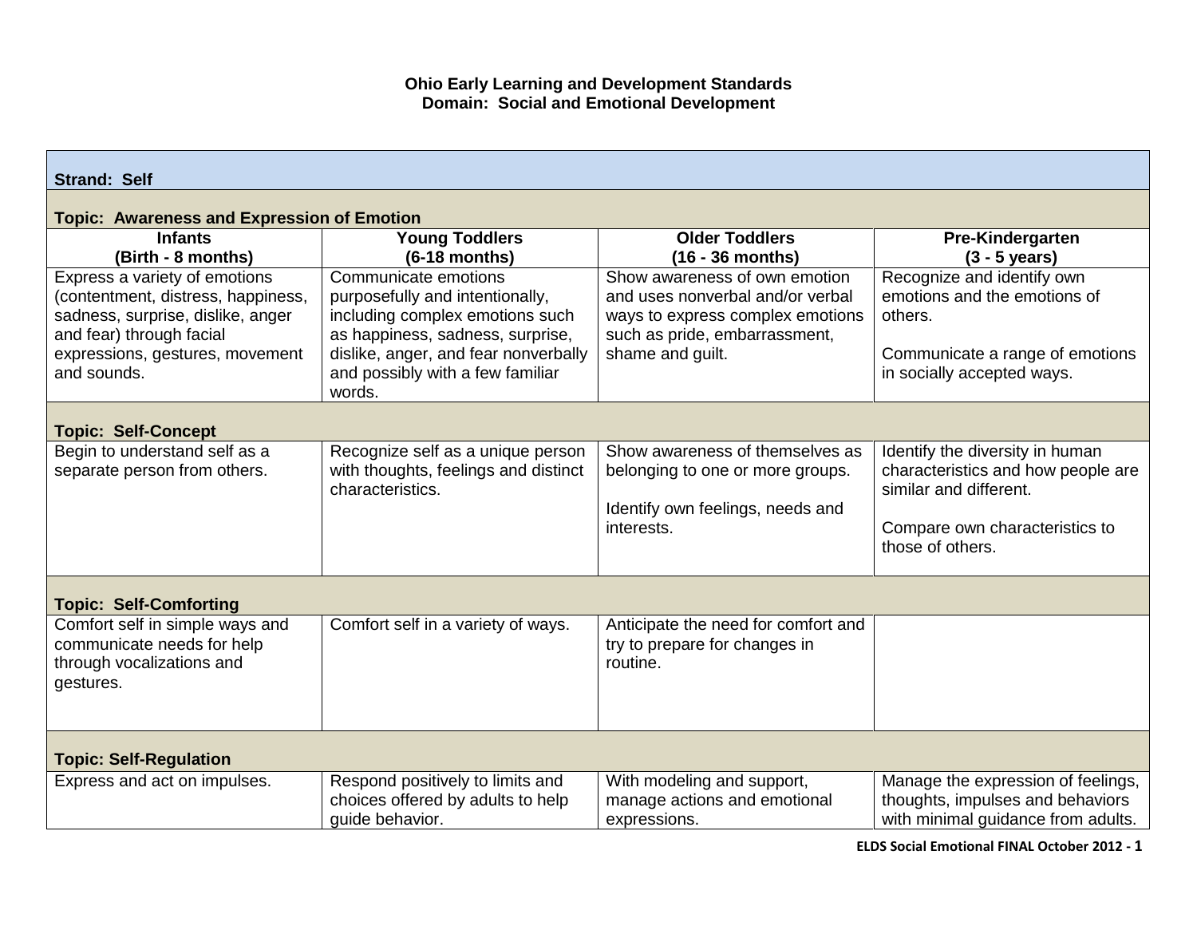# Ohio Early Learning and Development Standards
## Domain: Social and Emotional Development

**Strand: Self**

| Infants (Birth - 8 months) | Young Toddlers (6-18 months) | Older Toddlers (16 - 36 months) | Pre-Kindergarten (3 - 5 years) |
|---|---|---|---|
| **Topic: Awareness and Expression of Emotion** | | | |
| Express a variety of emotions (contentment, distress, happiness, sadness, surprise, dislike, anger and fear) through facial expressions, gestures, movement and sounds. | Communicate emotions purposefully and intentionally, including complex emotions such as happiness, sadness, surprise, dislike, anger, and fear nonverbally and possibly with a few familiar words. | Show awareness of own emotion and uses nonverbal and/or verbal ways to express complex emotions such as pride, embarrassment, shame and guilt. | Recognize and identify own emotions and the emotions of others.<br><br>Communicate a range of emotions in socially accepted ways. |
| **Topic: Self-Concept** | | | |
| Begin to understand self as a separate person from others. | Recognize self as a unique person with thoughts, feelings and distinct characteristics. | Show awareness of themselves as belonging to one or more groups.<br><br>Identify own feelings, needs and interests. | Identify the diversity in human characteristics and how people are similar and different.<br><br>Compare own characteristics to those of others. |
| **Topic: Self-Comforting** | | | |
| Comfort self in simple ways and communicate needs for help through vocalizations and gestures. | Comfort self in a variety of ways. | Anticipate the need for comfort and try to prepare for changes in routine. | |
| **Topic: Self-Regulation** | | | |
| Express and act on impulses. | Respond positively to limits and choices offered by adults to help guide behavior. | With modeling and support, manage actions and emotional expressions. | Manage the expression of feelings, thoughts, impulses and behaviors with minimal guidance from adults. |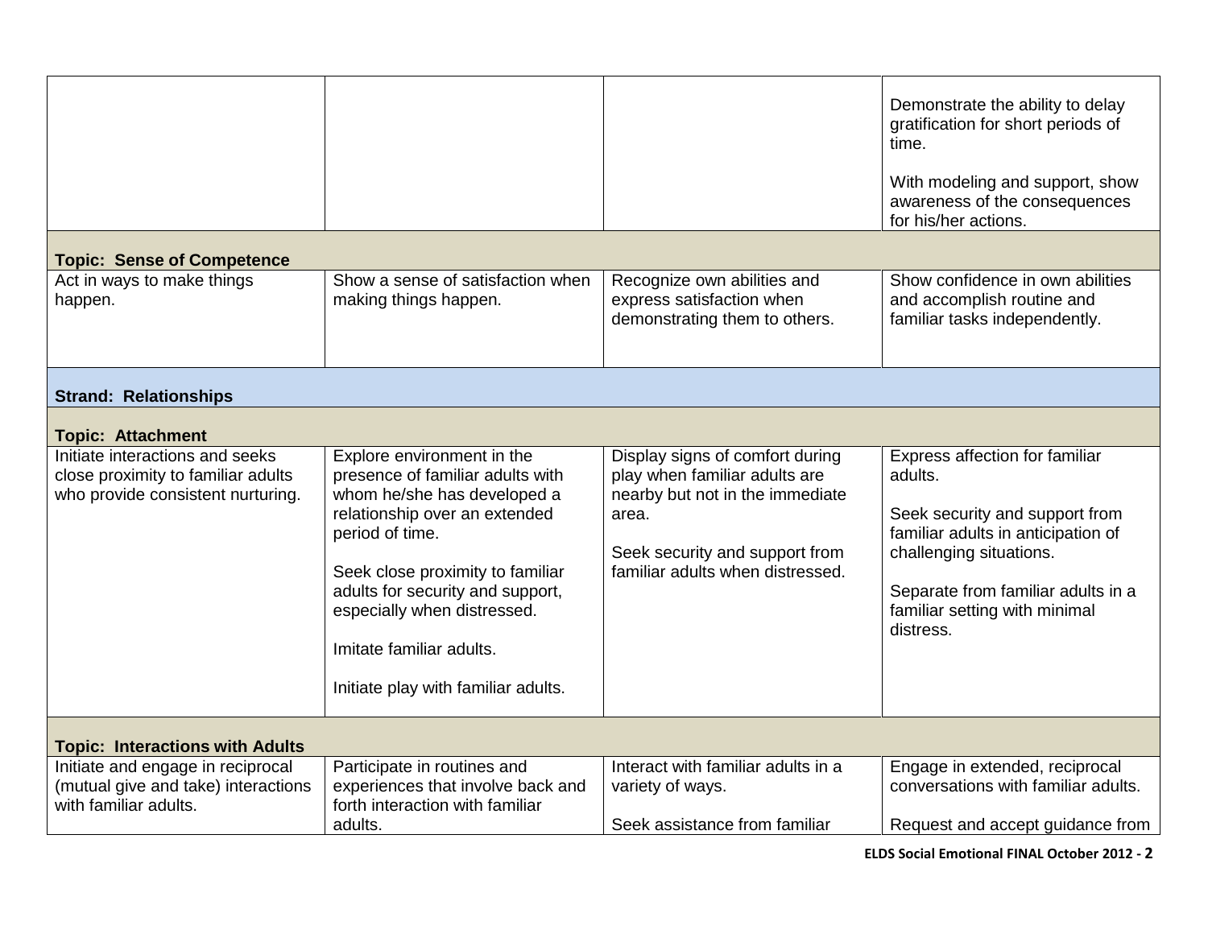| | | | |
|---|---|---|---|
| | | | Demonstrate the ability to delay gratification for short periods of time.<br><br>With modeling and support, show awareness of the consequences for his/her actions. |
| **Topic: Sense of Competence** | | | |
| Act in ways to make things happen. | Show a sense of satisfaction when making things happen. | Recognize own abilities and express satisfaction when demonstrating them to others. | Show confidence in own abilities and accomplish routine and familiar tasks independently. |
| **Strand: Relationships** | | | |
| **Topic: Attachment** | | | |
| Initiate interactions and seeks close proximity to familiar adults who provide consistent nurturing. | Explore environment in the presence of familiar adults with whom he/she has developed a relationship over an extended period of time.<br><br>Seek close proximity to familiar adults for security and support, especially when distressed.<br><br>Imitate familiar adults.<br><br>Initiate play with familiar adults. | Display signs of comfort during play when familiar adults are nearby but not in the immediate area.<br><br>Seek security and support from familiar adults when distressed. | Express affection for familiar adults.<br><br>Seek security and support from familiar adults in anticipation of challenging situations.<br><br>Separate from familiar adults in a familiar setting with minimal distress. |
| **Topic: Interactions with Adults** | | | |
| Initiate and engage in reciprocal (mutual give and take) interactions with familiar adults. | Participate in routines and experiences that involve back and forth interaction with familiar adults. | Interact with familiar adults in a variety of ways.<br><br>Seek assistance from familiar | Engage in extended, reciprocal conversations with familiar adults.<br><br>Request and accept guidance from |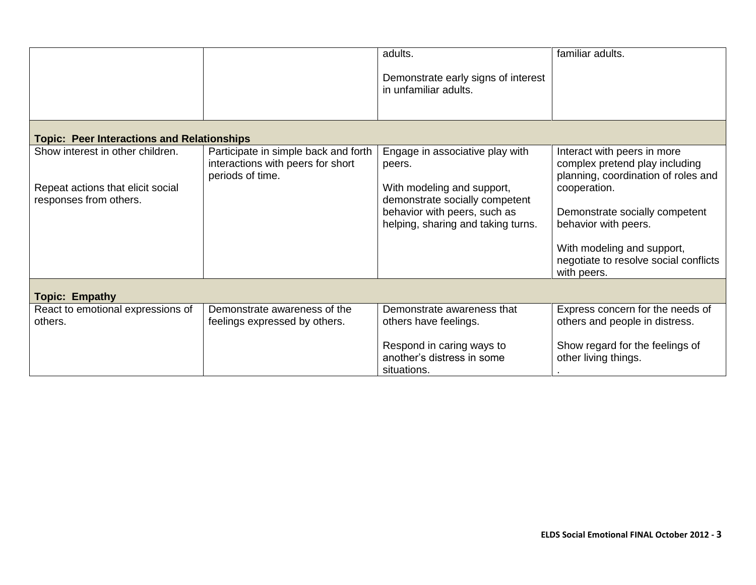| | | | |
|---|---|---|---|
| | | adults.<br><br>Demonstrate early signs of interest in unfamiliar adults. | familiar adults. |
| **Topic: Peer Interactions and Relationships** | | | |
| Show interest in other children.<br><br>Repeat actions that elicit social responses from others. | Participate in simple back and forth interactions with peers for short periods of time. | Engage in associative play with peers.<br><br>With modeling and support, demonstrate socially competent behavior with peers, such as helping, sharing and taking turns. | Interact with peers in more complex pretend play including planning, coordination of roles and cooperation.<br><br>Demonstrate socially competent behavior with peers.<br><br>With modeling and support, negotiate to resolve social conflicts with peers. |
| **Topic: Empathy** | | | |
| React to emotional expressions of others. | Demonstrate awareness of the feelings expressed by others. | Demonstrate awareness that others have feelings.<br><br>Respond in caring ways to another's distress in some situations. | Express concern for the needs of others and people in distress.<br><br>Show regard for the feelings of other living things.<br>. |